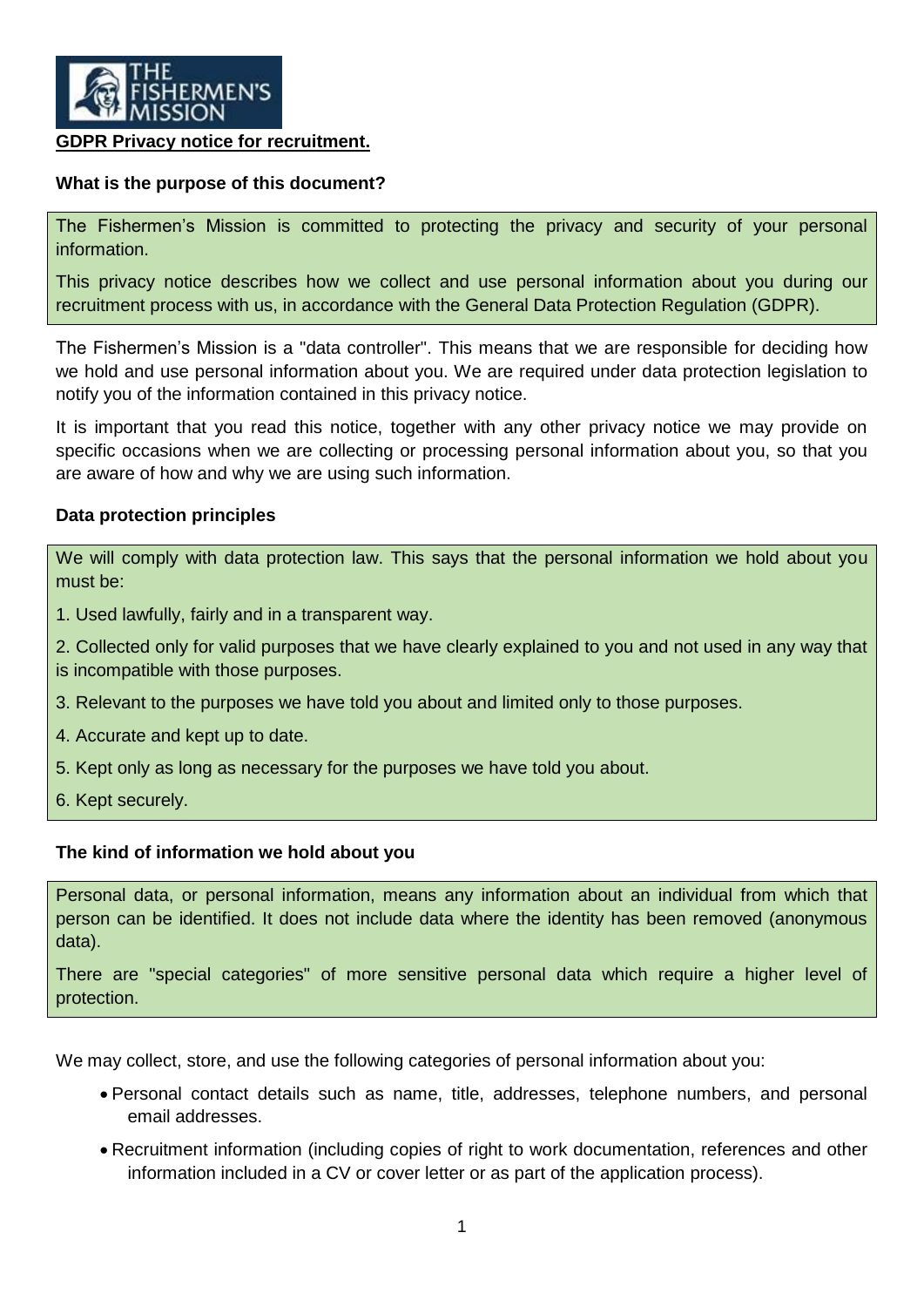# GDPR Privacy notice for recruitment.

## What is the purpose of this document?

The Fishermen's Mission is committed to protecting the privacy and security of your personal information.

This privacy notice describes how we collect and use personal information about you during our recruitment process with us, in accordance with the General Data Protection Regulation (GDPR).

The Fishermen's Mission is a "data controller". This means that we are responsible for deciding how we hold and use personal information about you. We are required under data protection legislation to notify you of the information contained in this privacy notice.

It is important that you read this notice, together with any other privacy notice we may provide on specific occasions when we are collecting or processing personal information about you, so that you are aware of how and why we are using such information.

## Data protection principles

We will comply with data protection law. This says that the personal information we hold about you must be:

1. Used lawfully, fairly and in a transparent way.
2. Collected only for valid purposes that we have clearly explained to you and not used in any way that is incompatible with those purposes.
3. Relevant to the purposes we have told you about and limited only to those purposes.
4. Accurate and kept up to date.
5. Kept only as long as necessary for the purposes we have told you about.
6. Kept securely.

## The kind of information we hold about you

Personal data, or personal information, means any information about an individual from which that person can be identified. It does not include data where the identity has been removed (anonymous data).

There are "special categories" of more sensitive personal data which require a higher level of protection.

We may collect, store, and use the following categories of personal information about you:

- Personal contact details such as name, title, addresses, telephone numbers, and personal email addresses.
- Recruitment information (including copies of right to work documentation, references and other information included in a CV or cover letter or as part of the application process).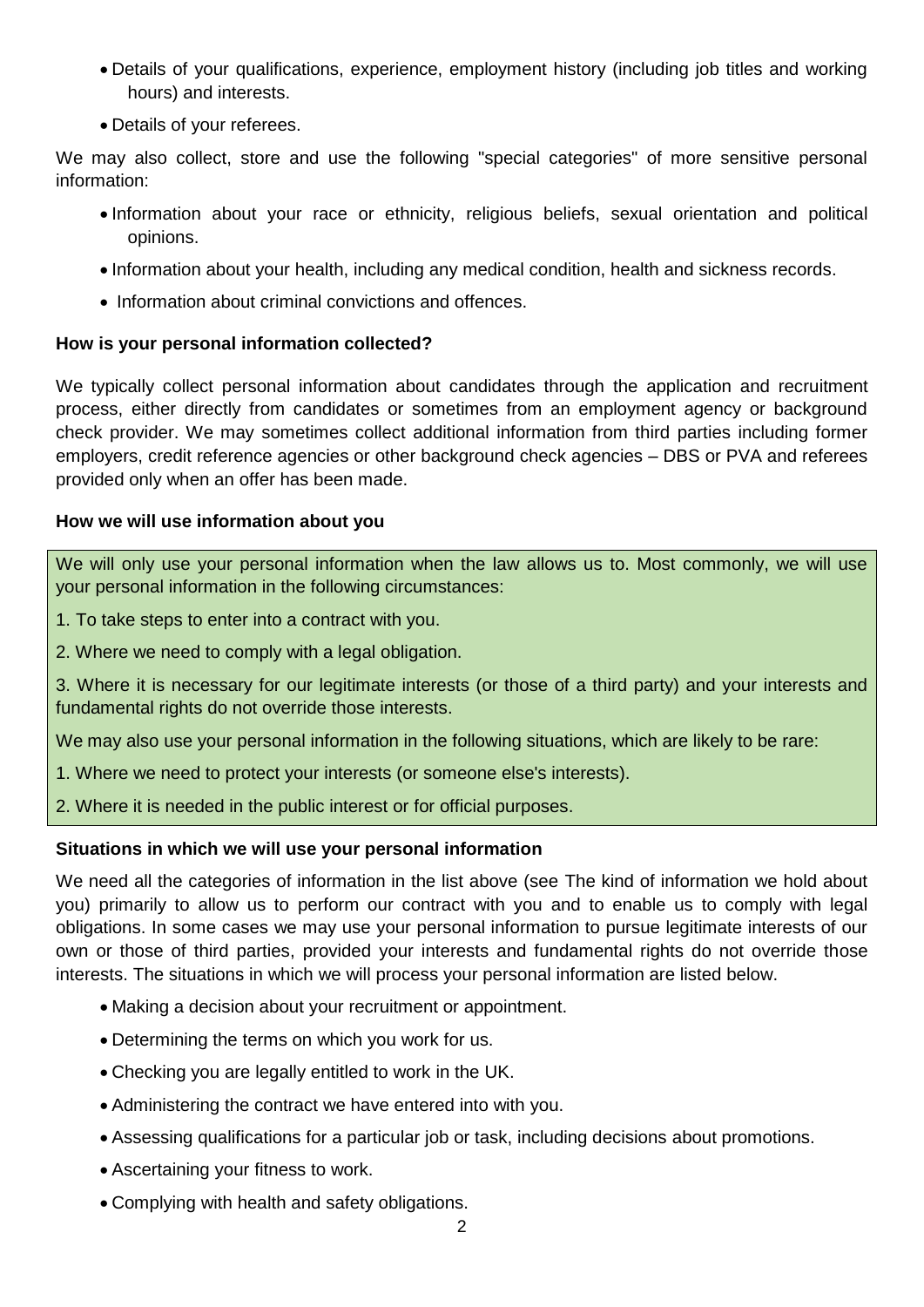- Details of your qualifications, experience, employment history (including job titles and working hours) and interests.
- Details of your referees.

We may also collect, store and use the following "special categories" of more sensitive personal information:

- Information about your race or ethnicity, religious beliefs, sexual orientation and political opinions.
- Information about your health, including any medical condition, health and sickness records.
- Information about criminal convictions and offences.

**How is your personal information collected?**

We typically collect personal information about candidates through the application and recruitment process, either directly from candidates or sometimes from an employment agency or background check provider. We may sometimes collect additional information from third parties including former employers, credit reference agencies or other background check agencies – DBS or PVA and referees provided only when an offer has been made.

**How we will use information about you**

We will only use your personal information when the law allows us to. Most commonly, we will use your personal information in the following circumstances:

1. To take steps to enter into a contract with you.

2. Where we need to comply with a legal obligation.

3. Where it is necessary for our legitimate interests (or those of a third party) and your interests and fundamental rights do not override those interests.

We may also use your personal information in the following situations, which are likely to be rare:

1. Where we need to protect your interests (or someone else's interests).

2. Where it is needed in the public interest or for official purposes.

**Situations in which we will use your personal information**

We need all the categories of information in the list above (see The kind of information we hold about you) primarily to allow us to perform our contract with you and to enable us to comply with legal obligations. In some cases we may use your personal information to pursue legitimate interests of our own or those of third parties, provided your interests and fundamental rights do not override those interests. The situations in which we will process your personal information are listed below.

- Making a decision about your recruitment or appointment.
- Determining the terms on which you work for us.
- Checking you are legally entitled to work in the UK.
- Administering the contract we have entered into with you.
- Assessing qualifications for a particular job or task, including decisions about promotions.
- Ascertaining your fitness to work.
- Complying with health and safety obligations.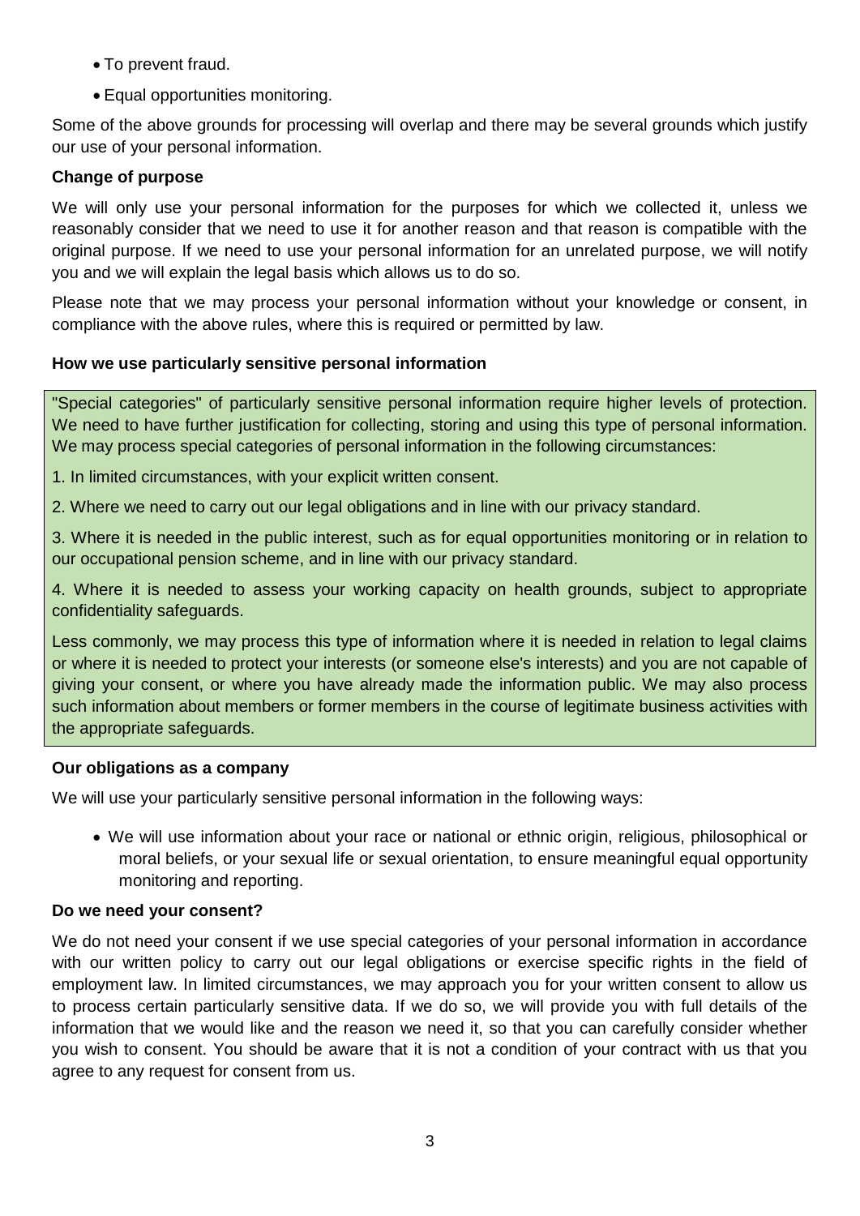- To prevent fraud.
- Equal opportunities monitoring.

Some of the above grounds for processing will overlap and there may be several grounds which justify our use of your personal information.

**Change of purpose**

We will only use your personal information for the purposes for which we collected it, unless we reasonably consider that we need to use it for another reason and that reason is compatible with the original purpose. If we need to use your personal information for an unrelated purpose, we will notify you and we will explain the legal basis which allows us to do so.

Please note that we may process your personal information without your knowledge or consent, in compliance with the above rules, where this is required or permitted by law.

**How we use particularly sensitive personal information**

"Special categories" of particularly sensitive personal information require higher levels of protection. We need to have further justification for collecting, storing and using this type of personal information. We may process special categories of personal information in the following circumstances:

1. In limited circumstances, with your explicit written consent.
2. Where we need to carry out our legal obligations and in line with our privacy standard.
3. Where it is needed in the public interest, such as for equal opportunities monitoring or in relation to our occupational pension scheme, and in line with our privacy standard.
4. Where it is needed to assess your working capacity on health grounds, subject to appropriate confidentiality safeguards.

Less commonly, we may process this type of information where it is needed in relation to legal claims or where it is needed to protect your interests (or someone else's interests) and you are not capable of giving your consent, or where you have already made the information public. We may also process such information about members or former members in the course of legitimate business activities with the appropriate safeguards.

**Our obligations as a company**

We will use your particularly sensitive personal information in the following ways:

- We will use information about your race or national or ethnic origin, religious, philosophical or moral beliefs, or your sexual life or sexual orientation, to ensure meaningful equal opportunity monitoring and reporting.

**Do we need your consent?**

We do not need your consent if we use special categories of your personal information in accordance with our written policy to carry out our legal obligations or exercise specific rights in the field of employment law. In limited circumstances, we may approach you for your written consent to allow us to process certain particularly sensitive data. If we do so, we will provide you with full details of the information that we would like and the reason we need it, so that you can carefully consider whether you wish to consent. You should be aware that it is not a condition of your contract with us that you agree to any request for consent from us.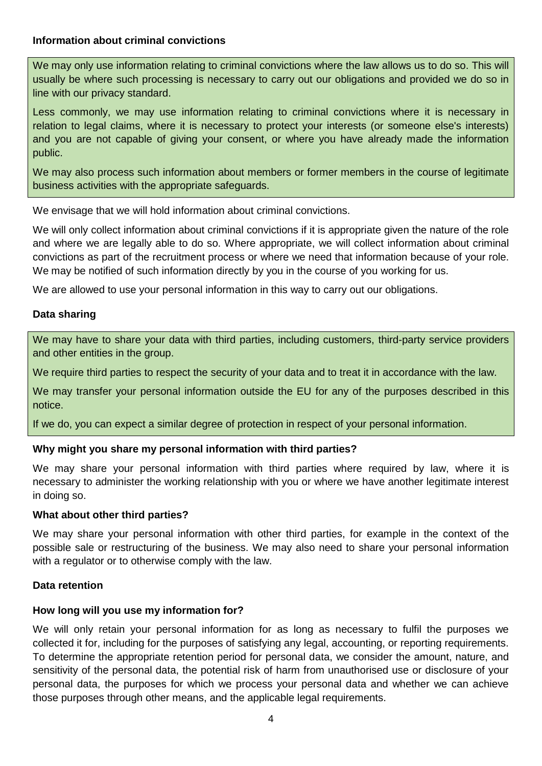**Information about criminal convictions**

We may only use information relating to criminal convictions where the law allows us to do so. This will usually be where such processing is necessary to carry out our obligations and provided we do so in line with our privacy standard.

Less commonly, we may use information relating to criminal convictions where it is necessary in relation to legal claims, where it is necessary to protect your interests (or someone else's interests) and you are not capable of giving your consent, or where you have already made the information public.

We may also process such information about members or former members in the course of legitimate business activities with the appropriate safeguards.

We envisage that we will hold information about criminal convictions.

We will only collect information about criminal convictions if it is appropriate given the nature of the role and where we are legally able to do so. Where appropriate, we will collect information about criminal convictions as part of the recruitment process or where we need that information because of your role. We may be notified of such information directly by you in the course of you working for us.

We are allowed to use your personal information in this way to carry out our obligations.

**Data sharing**

We may have to share your data with third parties, including customers, third-party service providers and other entities in the group.

We require third parties to respect the security of your data and to treat it in accordance with the law.

We may transfer your personal information outside the EU for any of the purposes described in this notice.

If we do, you can expect a similar degree of protection in respect of your personal information.

**Why might you share my personal information with third parties?**

We may share your personal information with third parties where required by law, where it is necessary to administer the working relationship with you or where we have another legitimate interest in doing so.

**What about other third parties?**

We may share your personal information with other third parties, for example in the context of the possible sale or restructuring of the business. We may also need to share your personal information with a regulator or to otherwise comply with the law.

**Data retention**

**How long will you use my information for?**

We will only retain your personal information for as long as necessary to fulfil the purposes we collected it for, including for the purposes of satisfying any legal, accounting, or reporting requirements. To determine the appropriate retention period for personal data, we consider the amount, nature, and sensitivity of the personal data, the potential risk of harm from unauthorised use or disclosure of your personal data, the purposes for which we process your personal data and whether we can achieve those purposes through other means, and the applicable legal requirements.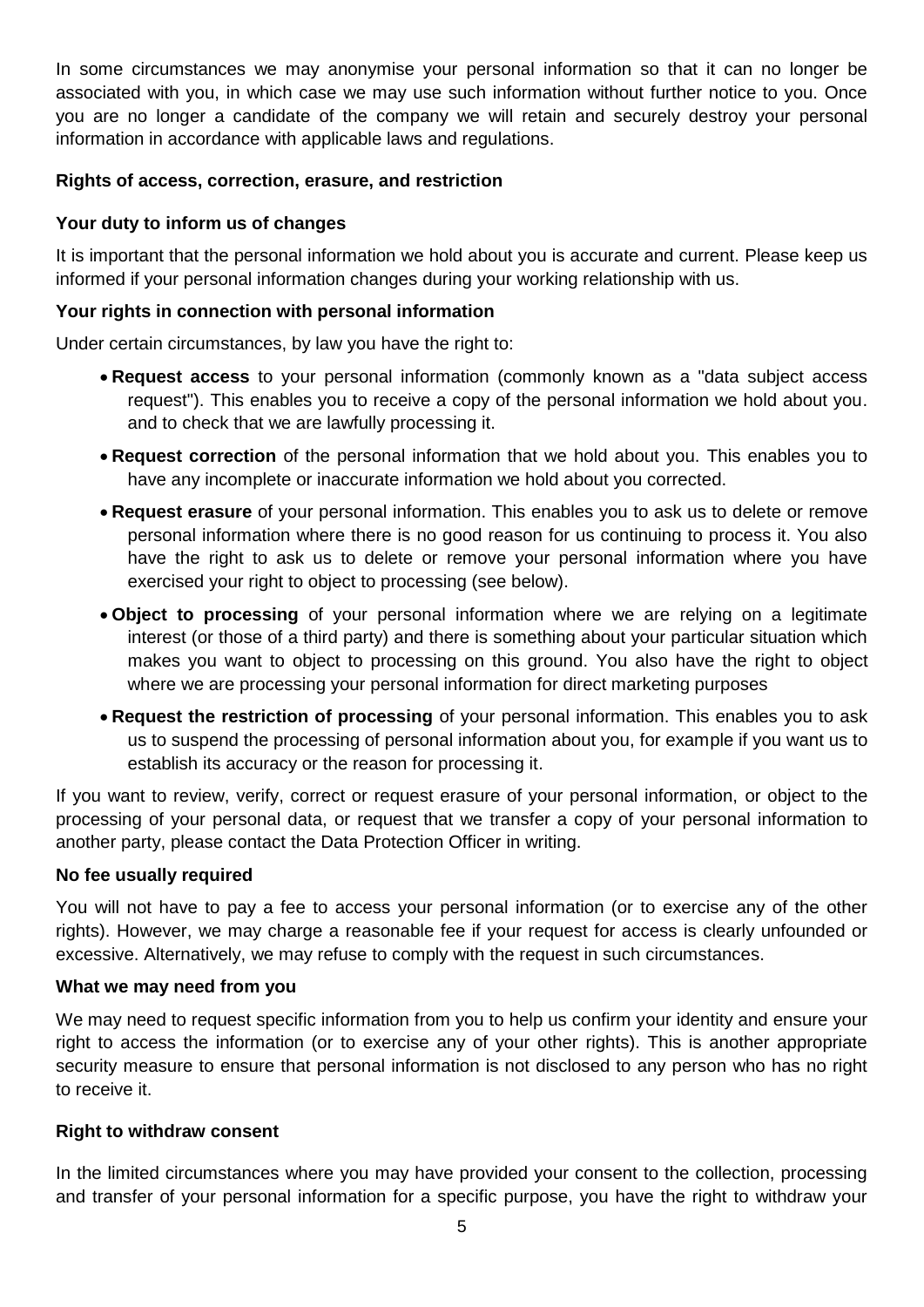In some circumstances we may anonymise your personal information so that it can no longer be associated with you, in which case we may use such information without further notice to you. Once you are no longer a candidate of the company we will retain and securely destroy your personal information in accordance with applicable laws and regulations.

**Rights of access, correction, erasure, and restriction**

**Your duty to inform us of changes**

It is important that the personal information we hold about you is accurate and current. Please keep us informed if your personal information changes during your working relationship with us.

**Your rights in connection with personal information**

Under certain circumstances, by law you have the right to:

- **Request access** to your personal information (commonly known as a "data subject access request"). This enables you to receive a copy of the personal information we hold about you. and to check that we are lawfully processing it.
- **Request correction** of the personal information that we hold about you. This enables you to have any incomplete or inaccurate information we hold about you corrected.
- **Request erasure** of your personal information. This enables you to ask us to delete or remove personal information where there is no good reason for us continuing to process it. You also have the right to ask us to delete or remove your personal information where you have exercised your right to object to processing (see below).
- **Object to processing** of your personal information where we are relying on a legitimate interest (or those of a third party) and there is something about your particular situation which makes you want to object to processing on this ground. You also have the right to object where we are processing your personal information for direct marketing purposes
- **Request the restriction of processing** of your personal information. This enables you to ask us to suspend the processing of personal information about you, for example if you want us to establish its accuracy or the reason for processing it.

If you want to review, verify, correct or request erasure of your personal information, or object to the processing of your personal data, or request that we transfer a copy of your personal information to another party, please contact the Data Protection Officer in writing.

**No fee usually required**

You will not have to pay a fee to access your personal information (or to exercise any of the other rights). However, we may charge a reasonable fee if your request for access is clearly unfounded or excessive. Alternatively, we may refuse to comply with the request in such circumstances.

**What we may need from you**

We may need to request specific information from you to help us confirm your identity and ensure your right to access the information (or to exercise any of your other rights). This is another appropriate security measure to ensure that personal information is not disclosed to any person who has no right to receive it.

**Right to withdraw consent**

In the limited circumstances where you may have provided your consent to the collection, processing and transfer of your personal information for a specific purpose, you have the right to withdraw your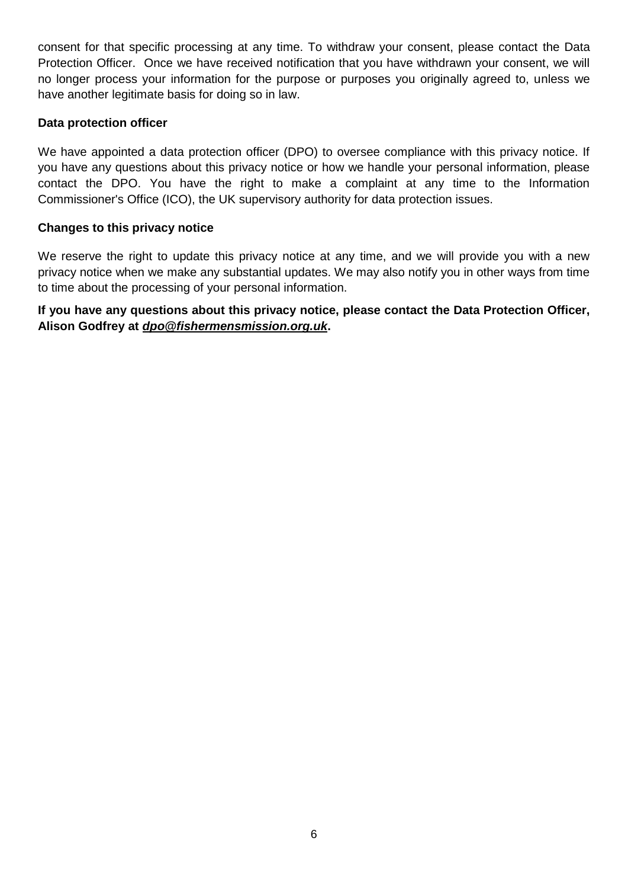consent for that specific processing at any time. To withdraw your consent, please contact the Data Protection Officer. Once we have received notification that you have withdrawn your consent, we will no longer process your information for the purpose or purposes you originally agreed to, unless we have another legitimate basis for doing so in law.

**Data protection officer**

We have appointed a data protection officer (DPO) to oversee compliance with this privacy notice. If you have any questions about this privacy notice or how we handle your personal information, please contact the DPO. You have the right to make a complaint at any time to the Information Commissioner's Office (ICO), the UK supervisory authority for data protection issues.

**Changes to this privacy notice**

We reserve the right to update this privacy notice at any time, and we will provide you with a new privacy notice when we make any substantial updates. We may also notify you in other ways from time to time about the processing of your personal information.

**If you have any questions about this privacy notice, please contact the Data Protection Officer, Alison Godfrey at *dpo@fishermensmission.org.uk*.**